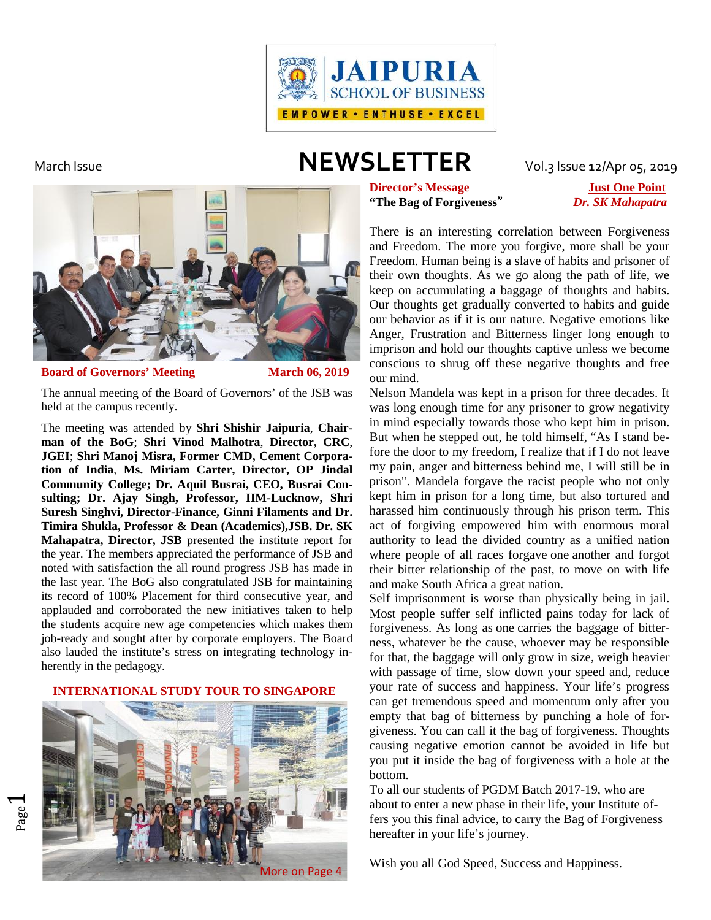JAIPURIA SCHOOL OF BUSINESS

EMPOWER • ENTHUSE • EXCEL

March Issue

# NEWSLETTER

Vol.3 Issue 12/Apr 05, 2019

## Board of Governors' Meeting

**March 06, 2019**

The annual meeting of the Board of Governors' of the JSB was held at the campus recently.

The meeting was attended by **Shri Shishir Jaipuria**, **Chairman of the BoG**; **Shri Vinod Malhotra**, **Director, CRC**, **JGEI**; **Shri Manoj Misra, Former CMD, Cement Corporation of India**, **Ms. Miriam Carter, Director, OP Jindal Community College; Dr. Aquil Busrai, CEO, Busrai Consulting; Dr. Ajay Singh, Professor, IIM-Lucknow, Shri Suresh Singhvi, Director-Finance, Ginni Filaments and Dr. Timira Shukla, Professor & Dean (Academics),JSB. Dr. SK Mahapatra, Director, JSB** presented the institute report for the year. The members appreciated the performance of JSB and noted with satisfaction the all round progress JSB has made in the last year. The BoG also congratulated JSB for maintaining its record of 100% Placement for third consecutive year, and applauded and corroborated the new initiatives taken to help the students acquire new age competencies which makes them job-ready and sought after by corporate employers. The Board also lauded the institute's stress on integrating technology inherently in the pedagogy.

## INTERNATIONAL STUDY TOUR TO SINGAPORE

More on Page 4

## Director's Message

**"The Bag of Forgiveness"**

**Just One Point**

***Dr. SK Mahapatra***

There is an interesting correlation between Forgiveness and Freedom. The more you forgive, more shall be your Freedom. Human being is a slave of habits and prisoner of their own thoughts. As we go along the path of life, we keep on accumulating a baggage of thoughts and habits. Our thoughts get gradually converted to habits and guide our behavior as if it is our nature. Negative emotions like Anger, Frustration and Bitterness linger long enough to imprison and hold our thoughts captive unless we become conscious to shrug off these negative thoughts and free our mind.

Nelson Mandela was kept in a prison for three decades. It was long enough time for any prisoner to grow negativity in mind especially towards those who kept him in prison. But when he stepped out, he told himself, "As I stand before the door to my freedom, I realize that if I do not leave my pain, anger and bitterness behind me, I will still be in prison". Mandela forgave the racist people who not only kept him in prison for a long time, but also tortured and harassed him continuously through his prison term. This act of forgiving empowered him with enormous moral authority to lead the divided country as a unified nation where people of all races forgave one another and forgot their bitter relationship of the past, to move on with life and make South Africa a great nation.

Self imprisonment is worse than physically being in jail. Most people suffer self inflicted pains today for lack of forgiveness. As long as one carries the baggage of bitterness, whatever be the cause, whoever may be responsible for that, the baggage will only grow in size, weigh heavier with passage of time, slow down your speed and, reduce your rate of success and happiness. Your life's progress can get tremendous speed and momentum only after you empty that bag of bitterness by punching a hole of forgiveness. You can call it the bag of forgiveness. Thoughts causing negative emotion cannot be avoided in life but you put it inside the bag of forgiveness with a hole at the bottom.

To all our students of PGDM Batch 2017-19, who are about to enter a new phase in their life, your Institute offers you this final advice, to carry the Bag of Forgiveness hereafter in your life's journey.

Wish you all God Speed, Success and Happiness.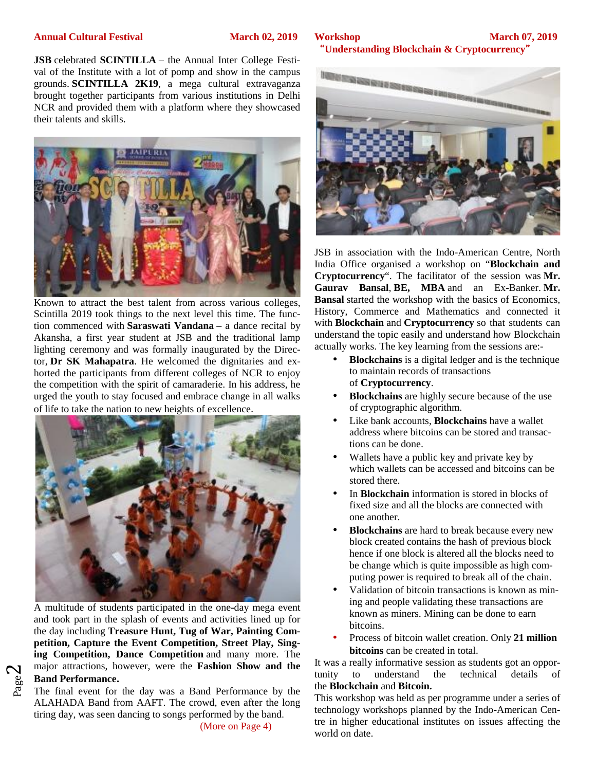## Annual Cultural Festival — March 02, 2019

**JSB** celebrated **SCINTILLA** – the Annual Inter College Festival of the Institute with a lot of pomp and show in the campus grounds. **SCINTILLA 2K19**, a mega cultural extravaganza brought together participants from various institutions in Delhi NCR and provided them with a platform where they showcased their talents and skills.

Known to attract the best talent from across various colleges, Scintilla 2019 took things to the next level this time. The function commenced with **Saraswati Vandana** – a dance recital by Akansha, a first year student at JSB and the traditional lamp lighting ceremony and was formally inaugurated by the Director, **Dr SK Mahapatra**. He welcomed the dignitaries and exhorted the participants from different colleges of NCR to enjoy the competition with the spirit of camaraderie. In his address, he urged the youth to stay focused and embrace change in all walks of life to take the nation to new heights of excellence.

A multitude of students participated in the one-day mega event and took part in the splash of events and activities lined up for the day including **Treasure Hunt, Tug of War, Painting Competition, Capture the Event Competition, Street Play, Singing Competition, Dance Competition** and many more. The major attractions, however, were the **Fashion Show and the Band Performance.**

The final event for the day was a Band Performance by the ALAHADA Band from AAFT. The crowd, even after the long tiring day, was seen dancing to songs performed by the band.

(More on Page 4)

## Workshop — March 07, 2019

### "Understanding Blockchain & Cryptocurrency"

JSB in association with the Indo-American Centre, North India Office organised a workshop on "**Blockchain and Cryptocurrency**". The facilitator of the session was **Mr. Gaurav Bansal**, **BE, MBA** and an Ex-Banker. **Mr. Bansal** started the workshop with the basics of Economics, History, Commerce and Mathematics and connected it with **Blockchain** and **Cryptocurrency** so that students can understand the topic easily and understand how Blockchain actually works. The key learning from the sessions are:-

- **Blockchains** is a digital ledger and is the technique to maintain records of transactions of **Cryptocurrency**.
- **Blockchains** are highly secure because of the use of cryptographic algorithm.
- Like bank accounts, **Blockchains** have a wallet address where bitcoins can be stored and transactions can be done.
- Wallets have a public key and private key by which wallets can be accessed and bitcoins can be stored there.
- In **Blockchain** information is stored in blocks of fixed size and all the blocks are connected with one another.
- **Blockchains** are hard to break because every new block created contains the hash of previous block hence if one block is altered all the blocks need to be change which is quite impossible as high computing power is required to break all of the chain.
- Validation of bitcoin transactions is known as mining and people validating these transactions are known as miners. Mining can be done to earn bitcoins.
- Process of bitcoin wallet creation. Only **21 million bitcoins** can be created in total.

It was a really informative session as students got an opportunity to understand the technical details of the **Blockchain** and **Bitcoin.**

This workshop was held as per programme under a series of technology workshops planned by the Indo-American Centre in higher educational institutes on issues affecting the world on date.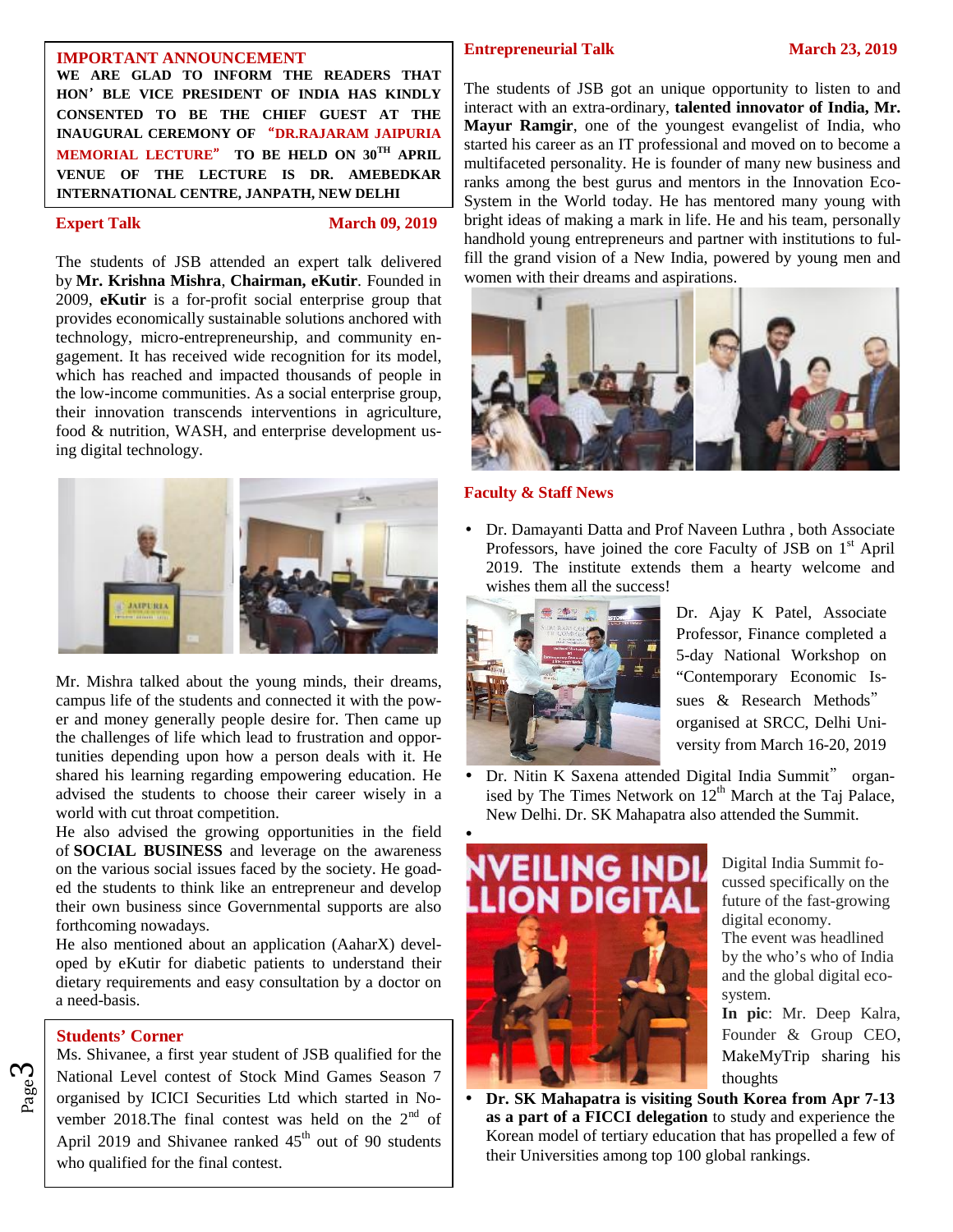**IMPORTANT ANNOUNCEMENT**

**WE ARE GLAD TO INFORM THE READERS THAT HON' BLE VICE PRESIDENT OF INDIA HAS KINDLY CONSENTED TO BE THE CHIEF GUEST AT THE INAUGURAL CEREMONY OF "DR.RAJARAM JAIPURIA MEMORIAL LECTURE" TO BE HELD ON 30TH APRIL VENUE OF THE LECTURE IS DR. AMEBEDKAR INTERNATIONAL CENTRE, JANPATH, NEW DELHI**

## Expert Talk — March 09, 2019

The students of JSB attended an expert talk delivered by **Mr. Krishna Mishra**, **Chairman, eKutir**. Founded in 2009, **eKutir** is a for-profit social enterprise group that provides economically sustainable solutions anchored with technology, micro-entrepreneurship, and community engagement. It has received wide recognition for its model, which has reached and impacted thousands of people in the low-income communities. As a social enterprise group, their innovation transcends interventions in agriculture, food & nutrition, WASH, and enterprise development using digital technology.

Mr. Mishra talked about the young minds, their dreams, campus life of the students and connected it with the power and money generally people desire for. Then came up the challenges of life which lead to frustration and opportunities depending upon how a person deals with it. He shared his learning regarding empowering education. He advised the students to choose their career wisely in a world with cut throat competition.

He also advised the growing opportunities in the field of **SOCIAL BUSINESS** and leverage on the awareness on the various social issues faced by the society. He goaded the students to think like an entrepreneur and develop their own business since Governmental supports are also forthcoming nowadays.

He also mentioned about an application (AaharX) developed by eKutir for diabetic patients to understand their dietary requirements and easy consultation by a doctor on a need-basis.

## Students' Corner

Ms. Shivanee, a first year student of JSB qualified for the National Level contest of Stock Mind Games Season 7 organised by ICICI Securities Ltd which started in November 2018.The final contest was held on the 2nd of April 2019 and Shivanee ranked 45th out of 90 students who qualified for the final contest.

## Entrepreneurial Talk — March 23, 2019

The students of JSB got an unique opportunity to listen to and interact with an extra-ordinary, **talented innovator of India, Mr. Mayur Ramgir**, one of the youngest evangelist of India, who started his career as an IT professional and moved on to become a multifaceted personality. He is founder of many new business and ranks among the best gurus and mentors in the Innovation Eco-System in the World today. He has mentored many young with bright ideas of making a mark in life. He and his team, personally handhold young entrepreneurs and partner with institutions to fulfill the grand vision of a New India, powered by young men and women with their dreams and aspirations.

## Faculty & Staff News

- Dr. Damayanti Datta and Prof Naveen Luthra , both Associate Professors, have joined the core Faculty of JSB on 1st April 2019. The institute extends them a hearty welcome and wishes them all the success!

  Dr. Ajay K Patel, Associate Professor, Finance completed a 5-day National Workshop on "Contemporary Economic Issues & Research Methods" organised at SRCC, Delhi University from March 16-20, 2019

- Dr. Nitin K Saxena attended Digital India Summit" organised by The Times Network on 12th March at the Taj Palace, New Delhi. Dr. SK Mahapatra also attended the Summit.

  Digital India Summit focussed specifically on the future of the fast-growing digital economy.
  The event was headlined by the who's who of India and the global digital ecosystem.
  **In pic**: Mr. Deep Kalra, Founder & Group CEO, MakeMyTrip sharing his thoughts

- **Dr. SK Mahapatra is visiting South Korea from Apr 7-13 as a part of a FICCI delegation** to study and experience the Korean model of tertiary education that has propelled a few of their Universities among top 100 global rankings.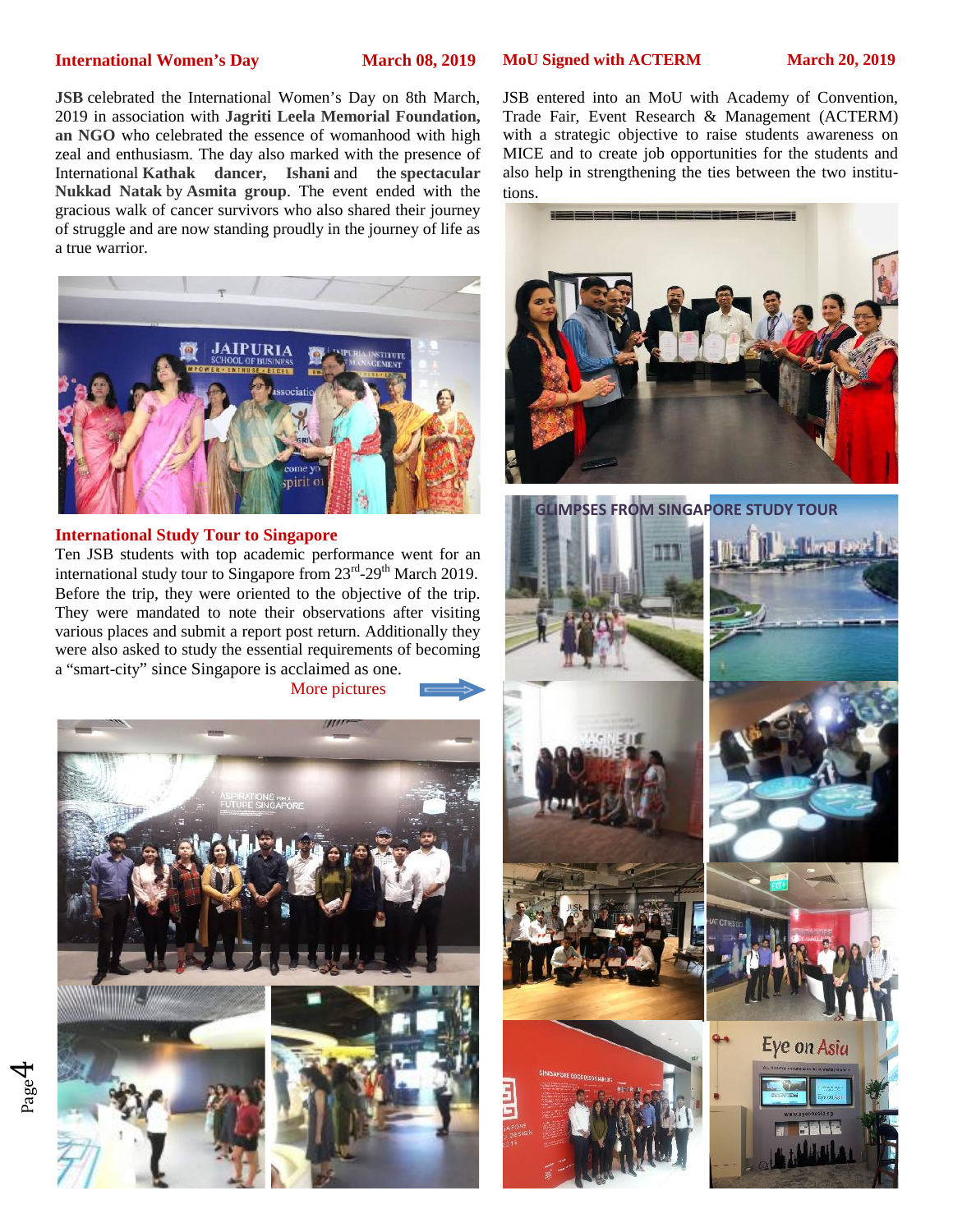## International Women's Day

**March 08, 2019**

**JSB** celebrated the International Women's Day on 8th March, 2019 in association with **Jagriti Leela Memorial Foundation, an NGO** who celebrated the essence of womanhood with high zeal and enthusiasm. The day also marked with the presence of International **Kathak dancer, Ishani** and the **spectacular Nukkad Natak** by **Asmita group**. The event ended with the gracious walk of cancer survivors who also shared their journey of struggle and are now standing proudly in the journey of life as a true warrior.

## International Study Tour to Singapore

Ten JSB students with top academic performance went for an international study tour to Singapore from 23rd-29th March 2019. Before the trip, they were oriented to the objective of the trip. They were mandated to note their observations after visiting various places and submit a report post return. Additionally they were also asked to study the essential requirements of becoming a "smart-city" since Singapore is acclaimed as one.

More pictures

## MoU Signed with ACTERM

**March 20, 2019**

JSB entered into an MoU with Academy of Convention, Trade Fair, Event Research & Management (ACTERM) with a strategic objective to raise students awareness on MICE and to create job opportunities for the students and also help in strengthening the ties between the two institutions.

**GLIMPSES FROM SINGAPORE STUDY TOUR**